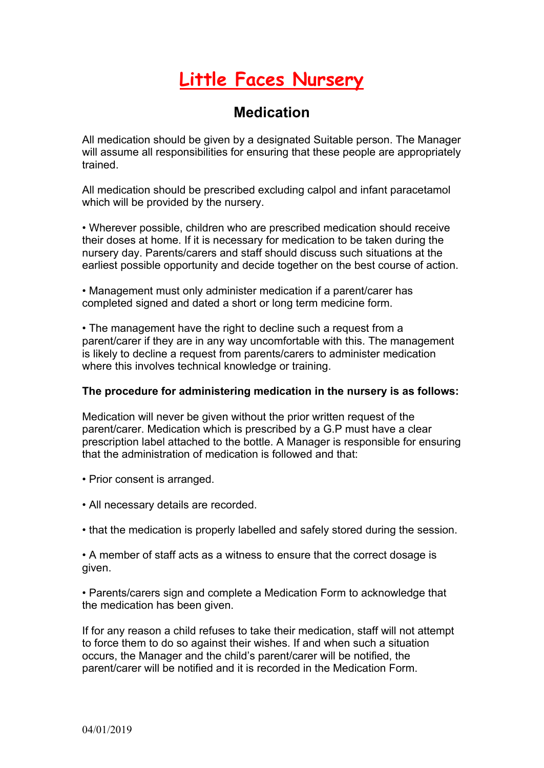# Little Faces Nursery

## Medication

All medication should be given by a designated Suitable person. The Manager will assume all responsibilities for ensuring that these people are appropriately trained.

All medication should be prescribed excluding calpol and infant paracetamol which will be provided by the nursery.

• Wherever possible, children who are prescribed medication should receive their doses at home. If it is necessary for medication to be taken during the nursery day. Parents/carers and staff should discuss such situations at the earliest possible opportunity and decide together on the best course of action.

• Management must only administer medication if a parent/carer has completed signed and dated a short or long term medicine form.

• The management have the right to decline such a request from a parent/carer if they are in any way uncomfortable with this. The management is likely to decline a request from parents/carers to administer medication where this involves technical knowledge or training.

**The procedure for administering medication in the nursery is as follows:**

Medication will never be given without the prior written request of the parent/carer. Medication which is prescribed by a G.P must have a clear prescription label attached to the bottle. A Manager is responsible for ensuring that the administration of medication is followed and that:

• Prior consent is arranged.

• All necessary details are recorded.

• that the medication is properly labelled and safely stored during the session.

• A member of staff acts as a witness to ensure that the correct dosage is given.

• Parents/carers sign and complete a Medication Form to acknowledge that the medication has been given.

If for any reason a child refuses to take their medication, staff will not attempt to force them to do so against their wishes. If and when such a situation occurs, the Manager and the child's parent/carer will be notified, the parent/carer will be notified and it is recorded in the Medication Form.

04/01/2019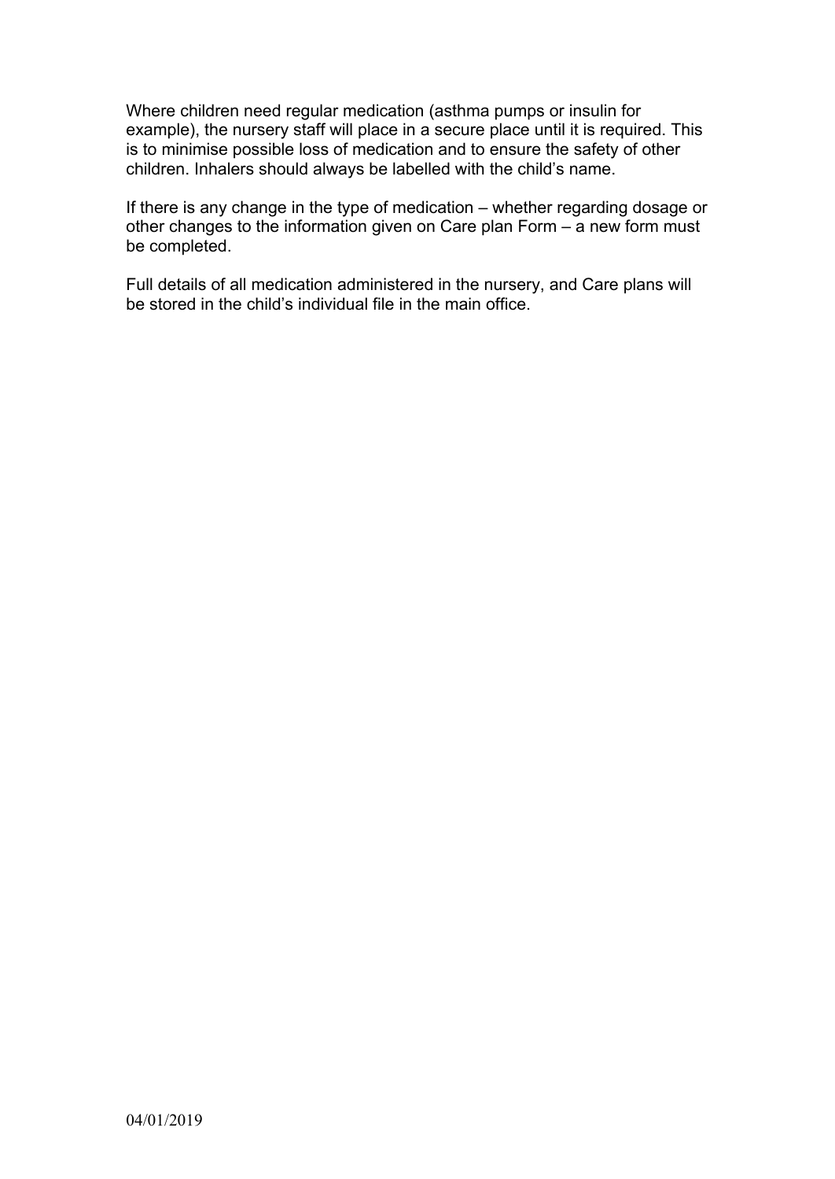Where children need regular medication (asthma pumps or insulin for example), the nursery staff will place in a secure place until it is required. This is to minimise possible loss of medication and to ensure the safety of other children. Inhalers should always be labelled with the child's name.

If there is any change in the type of medication – whether regarding dosage or other changes to the information given on Care plan Form – a new form must be completed.

Full details of all medication administered in the nursery, and Care plans will be stored in the child's individual file in the main office.

04/01/2019